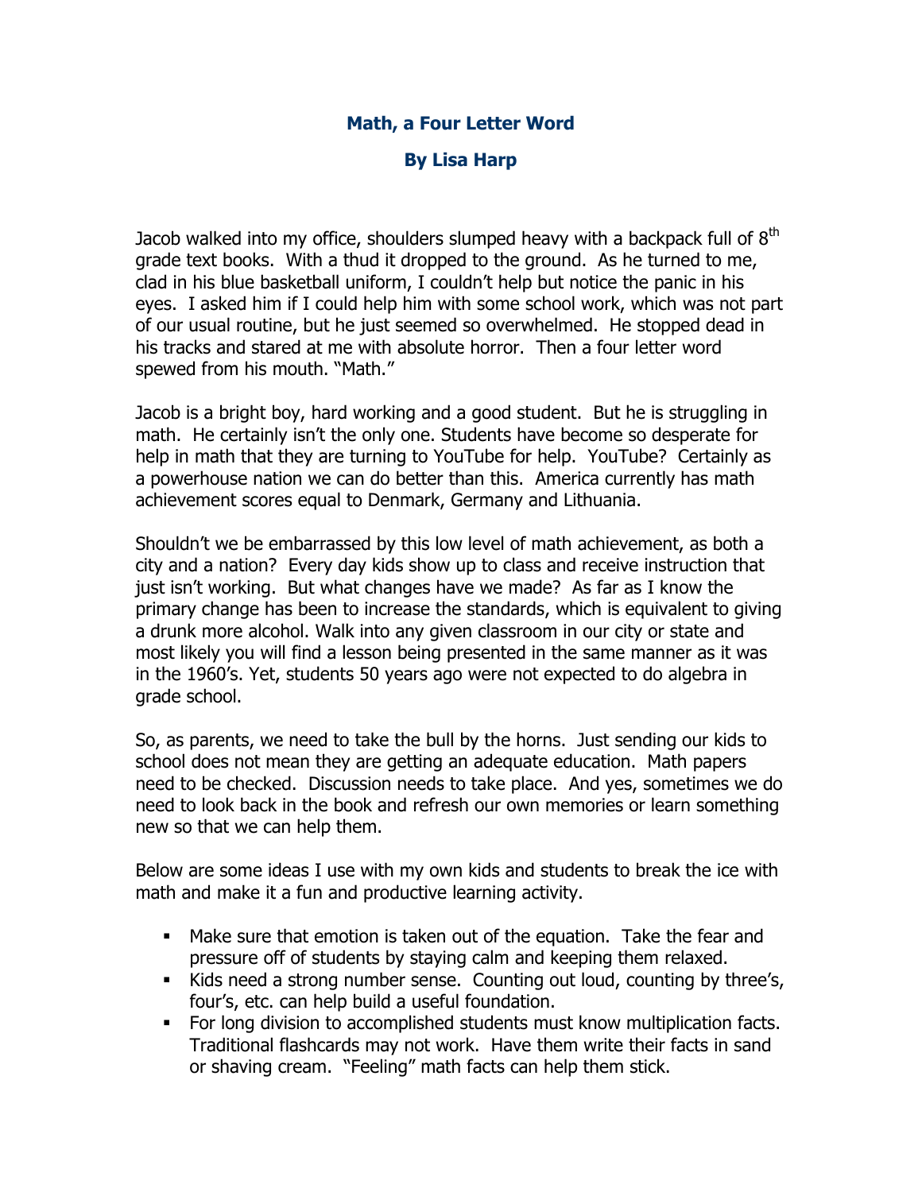# Math, a Four Letter Word

## By Lisa Harp

Jacob walked into my office, shoulders slumped heavy with a backpack full of 8th grade text books. With a thud it dropped to the ground. As he turned to me, clad in his blue basketball uniform, I couldn't help but notice the panic in his eyes. I asked him if I could help him with some school work, which was not part of our usual routine, but he just seemed so overwhelmed. He stopped dead in his tracks and stared at me with absolute horror. Then a four letter word spewed from his mouth. "Math."

Jacob is a bright boy, hard working and a good student. But he is struggling in math. He certainly isn't the only one. Students have become so desperate for help in math that they are turning to YouTube for help. YouTube? Certainly as a powerhouse nation we can do better than this. America currently has math achievement scores equal to Denmark, Germany and Lithuania.

Shouldn't we be embarrassed by this low level of math achievement, as both a city and a nation? Every day kids show up to class and receive instruction that just isn't working. But what changes have we made? As far as I know the primary change has been to increase the standards, which is equivalent to giving a drunk more alcohol. Walk into any given classroom in our city or state and most likely you will find a lesson being presented in the same manner as it was in the 1960's. Yet, students 50 years ago were not expected to do algebra in grade school.

So, as parents, we need to take the bull by the horns. Just sending our kids to school does not mean they are getting an adequate education. Math papers need to be checked. Discussion needs to take place. And yes, sometimes we do need to look back in the book and refresh our own memories or learn something new so that we can help them.

Below are some ideas I use with my own kids and students to break the ice with math and make it a fun and productive learning activity.

- Make sure that emotion is taken out of the equation. Take the fear and pressure off of students by staying calm and keeping them relaxed.
- Kids need a strong number sense. Counting out loud, counting by three's, four's, etc. can help build a useful foundation.
- For long division to accomplished students must know multiplication facts. Traditional flashcards may not work. Have them write their facts in sand or shaving cream. "Feeling" math facts can help them stick.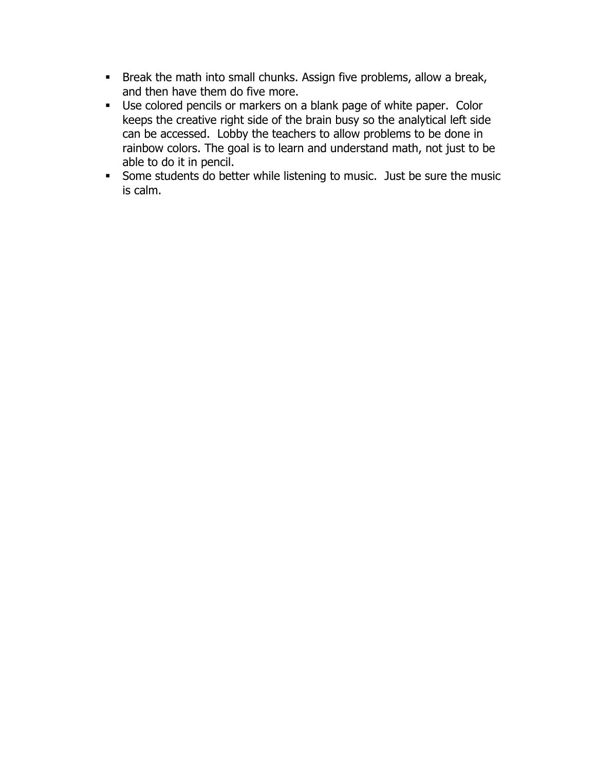- Break the math into small chunks. Assign five problems, allow a break, and then have them do five more.
- Use colored pencils or markers on a blank page of white paper. Color keeps the creative right side of the brain busy so the analytical left side can be accessed. Lobby the teachers to allow problems to be done in rainbow colors. The goal is to learn and understand math, not just to be able to do it in pencil.
- Some students do better while listening to music. Just be sure the music is calm.